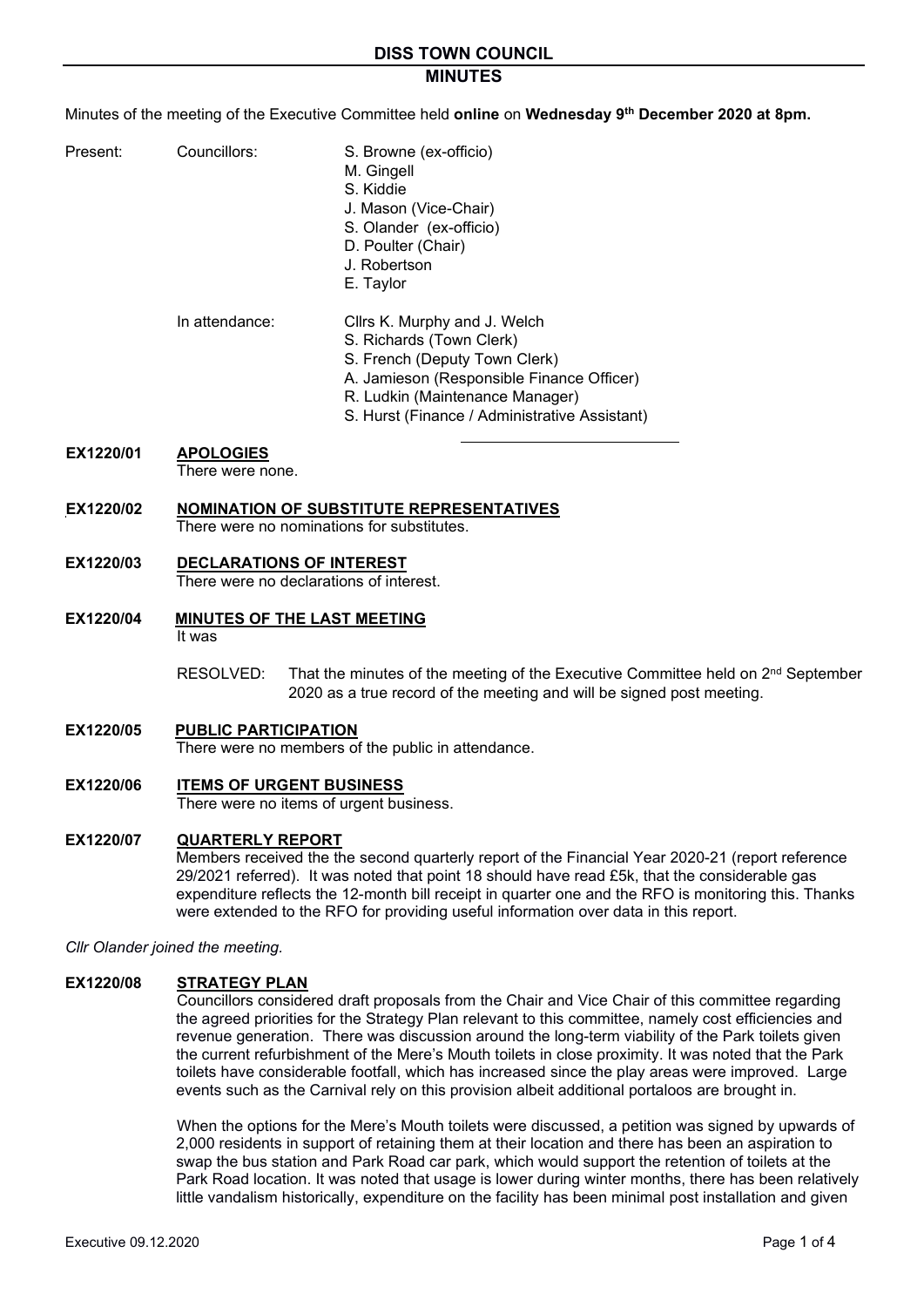# DISS TOWN COUNCIL

## MINUTES

Minutes of the meeting of the Executive Committee held **online** on **Wednesday 9th December 2020 at 8pm.**

Present: Councillors:
- S. Browne (ex-officio)
- M. Gingell
- S. Kiddie
- J. Mason (Vice-Chair)
- S. Olander (ex-officio)
- D. Poulter (Chair)
- J. Robertson
- E. Taylor

In attendance:
- Cllrs K. Murphy and J. Welch
- S. Richards (Town Clerk)
- S. French (Deputy Town Clerk)
- A. Jamieson (Responsible Finance Officer)
- R. Ludkin (Maintenance Manager)
- S. Hurst (Finance / Administrative Assistant)

**EX1220/01 APOLOGIES**

There were none.

**EX1220/02 NOMINATION OF SUBSTITUTE REPRESENTATIVES**

There were no nominations for substitutes.

**EX1220/03 DECLARATIONS OF INTEREST**

There were no declarations of interest.

**EX1220/04 MINUTES OF THE LAST MEETING**

It was

RESOLVED: That the minutes of the meeting of the Executive Committee held on 2nd September 2020 as a true record of the meeting and will be signed post meeting.

**EX1220/05 PUBLIC PARTICIPATION**

There were no members of the public in attendance.

**EX1220/06 ITEMS OF URGENT BUSINESS**

There were no items of urgent business.

**EX1220/07 QUARTERLY REPORT**

Members received the the second quarterly report of the Financial Year 2020-21 (report reference 29/2021 referred). It was noted that point 18 should have read £5k, that the considerable gas expenditure reflects the 12-month bill receipt in quarter one and the RFO is monitoring this. Thanks were extended to the RFO for providing useful information over data in this report.

*Cllr Olander joined the meeting.*

**EX1220/08 STRATEGY PLAN**

Councillors considered draft proposals from the Chair and Vice Chair of this committee regarding the agreed priorities for the Strategy Plan relevant to this committee, namely cost efficiencies and revenue generation. There was discussion around the long-term viability of the Park toilets given the current refurbishment of the Mere's Mouth toilets in close proximity. It was noted that the Park toilets have considerable footfall, which has increased since the play areas were improved. Large events such as the Carnival rely on this provision albeit additional portaloos are brought in.

When the options for the Mere's Mouth toilets were discussed, a petition was signed by upwards of 2,000 residents in support of retaining them at their location and there has been an aspiration to swap the bus station and Park Road car park, which would support the retention of toilets at the Park Road location. It was noted that usage is lower during winter months, there has been relatively little vandalism historically, expenditure on the facility has been minimal post installation and given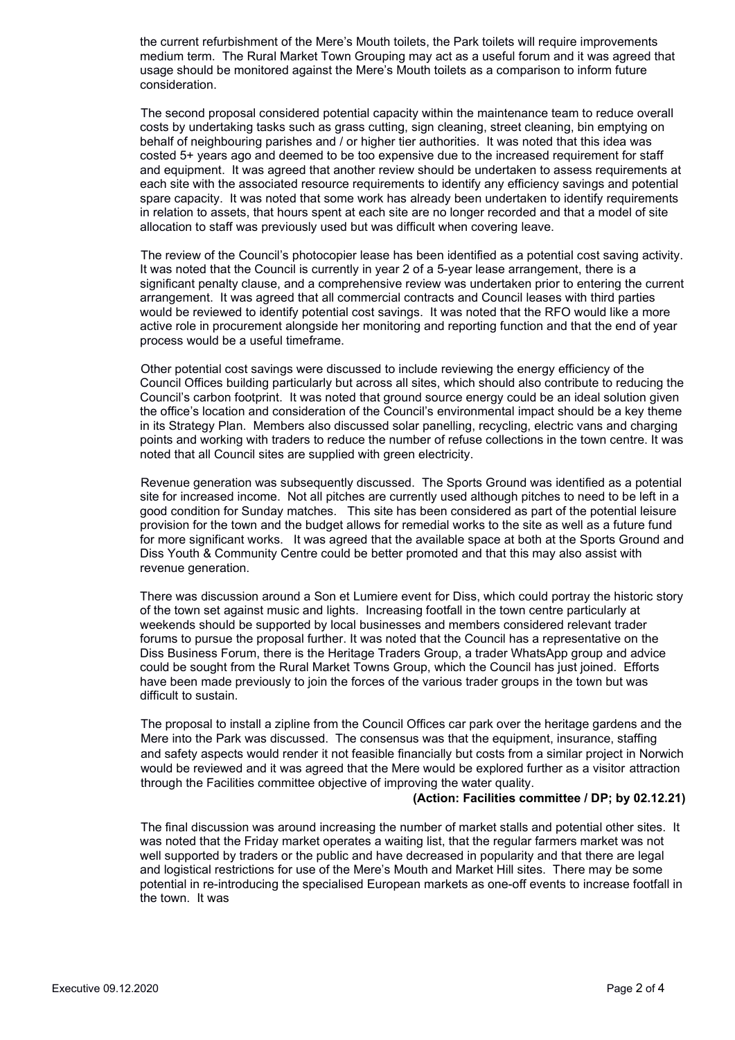the current refurbishment of the Mere's Mouth toilets, the Park toilets will require improvements medium term. The Rural Market Town Grouping may act as a useful forum and it was agreed that usage should be monitored against the Mere's Mouth toilets as a comparison to inform future consideration.

The second proposal considered potential capacity within the maintenance team to reduce overall costs by undertaking tasks such as grass cutting, sign cleaning, street cleaning, bin emptying on behalf of neighbouring parishes and / or higher tier authorities. It was noted that this idea was costed 5+ years ago and deemed to be too expensive due to the increased requirement for staff and equipment. It was agreed that another review should be undertaken to assess requirements at each site with the associated resource requirements to identify any efficiency savings and potential spare capacity. It was noted that some work has already been undertaken to identify requirements in relation to assets, that hours spent at each site are no longer recorded and that a model of site allocation to staff was previously used but was difficult when covering leave.

The review of the Council's photocopier lease has been identified as a potential cost saving activity. It was noted that the Council is currently in year 2 of a 5-year lease arrangement, there is a significant penalty clause, and a comprehensive review was undertaken prior to entering the current arrangement. It was agreed that all commercial contracts and Council leases with third parties would be reviewed to identify potential cost savings. It was noted that the RFO would like a more active role in procurement alongside her monitoring and reporting function and that the end of year process would be a useful timeframe.

Other potential cost savings were discussed to include reviewing the energy efficiency of the Council Offices building particularly but across all sites, which should also contribute to reducing the Council's carbon footprint. It was noted that ground source energy could be an ideal solution given the office's location and consideration of the Council's environmental impact should be a key theme in its Strategy Plan. Members also discussed solar panelling, recycling, electric vans and charging points and working with traders to reduce the number of refuse collections in the town centre. It was noted that all Council sites are supplied with green electricity.

Revenue generation was subsequently discussed. The Sports Ground was identified as a potential site for increased income. Not all pitches are currently used although pitches to need to be left in a good condition for Sunday matches. This site has been considered as part of the potential leisure provision for the town and the budget allows for remedial works to the site as well as a future fund for more significant works. It was agreed that the available space at both at the Sports Ground and Diss Youth & Community Centre could be better promoted and that this may also assist with revenue generation.

There was discussion around a Son et Lumiere event for Diss, which could portray the historic story of the town set against music and lights. Increasing footfall in the town centre particularly at weekends should be supported by local businesses and members considered relevant trader forums to pursue the proposal further. It was noted that the Council has a representative on the Diss Business Forum, there is the Heritage Traders Group, a trader WhatsApp group and advice could be sought from the Rural Market Towns Group, which the Council has just joined. Efforts have been made previously to join the forces of the various trader groups in the town but was difficult to sustain.

The proposal to install a zipline from the Council Offices car park over the heritage gardens and the Mere into the Park was discussed. The consensus was that the equipment, insurance, staffing and safety aspects would render it not feasible financially but costs from a similar project in Norwich would be reviewed and it was agreed that the Mere would be explored further as a visitor attraction through the Facilities committee objective of improving the water quality.

**(Action: Facilities committee / DP; by 02.12.21)**

The final discussion was around increasing the number of market stalls and potential other sites. It was noted that the Friday market operates a waiting list, that the regular farmers market was not well supported by traders or the public and have decreased in popularity and that there are legal and logistical restrictions for use of the Mere's Mouth and Market Hill sites. There may be some potential in re-introducing the specialised European markets as one-off events to increase footfall in the town. It was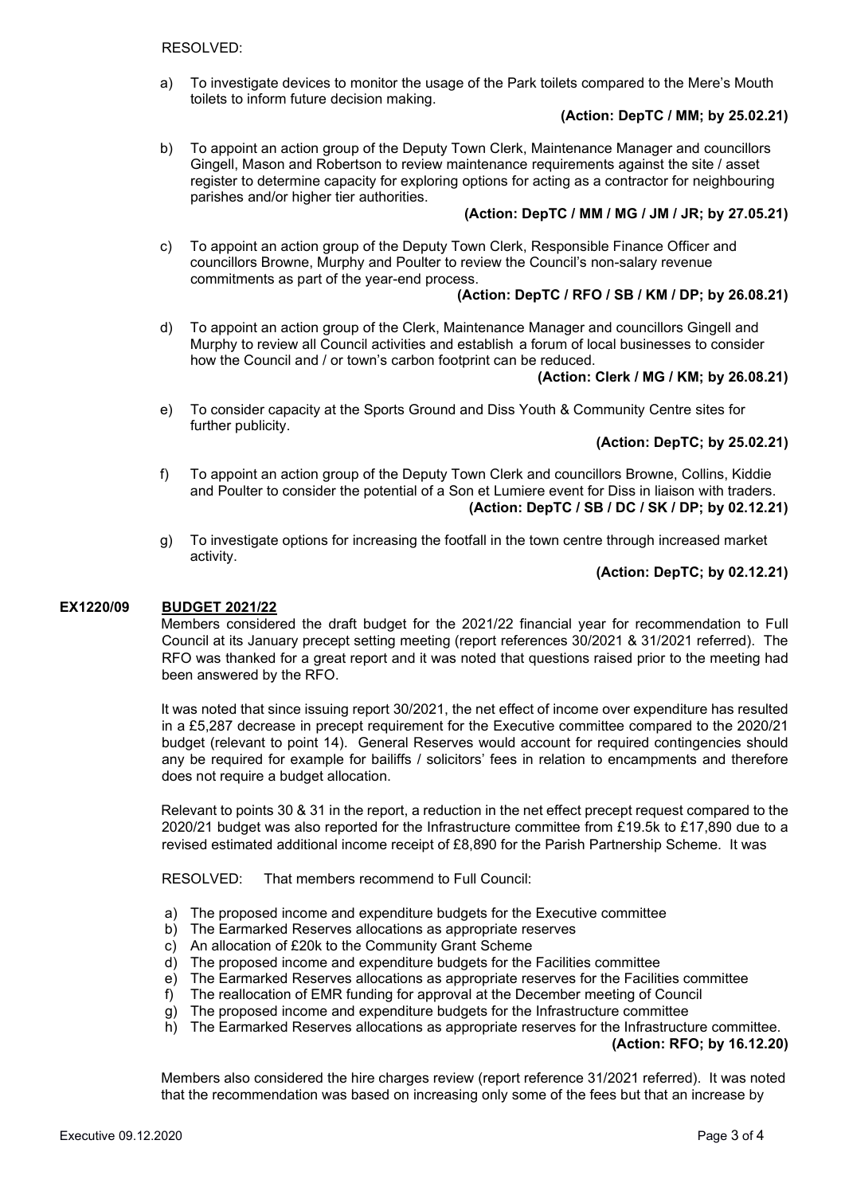RESOLVED:

a) To investigate devices to monitor the usage of the Park toilets compared to the Mere's Mouth toilets to inform future decision making.

**(Action: DepTC / MM; by 25.02.21)**

b) To appoint an action group of the Deputy Town Clerk, Maintenance Manager and councillors Gingell, Mason and Robertson to review maintenance requirements against the site / asset register to determine capacity for exploring options for acting as a contractor for neighbouring parishes and/or higher tier authorities.

**(Action: DepTC / MM / MG / JM / JR; by 27.05.21)**

c) To appoint an action group of the Deputy Town Clerk, Responsible Finance Officer and councillors Browne, Murphy and Poulter to review the Council's non-salary revenue commitments as part of the year-end process.

**(Action: DepTC / RFO / SB / KM / DP; by 26.08.21)**

d) To appoint an action group of the Clerk, Maintenance Manager and councillors Gingell and Murphy to review all Council activities and establish a forum of local businesses to consider how the Council and / or town's carbon footprint can be reduced.

**(Action: Clerk / MG / KM; by 26.08.21)**

e) To consider capacity at the Sports Ground and Diss Youth & Community Centre sites for further publicity.

**(Action: DepTC; by 25.02.21)**

f) To appoint an action group of the Deputy Town Clerk and councillors Browne, Collins, Kiddie and Poulter to consider the potential of a Son et Lumiere event for Diss in liaison with traders.

**(Action: DepTC / SB / DC / SK / DP; by 02.12.21)**

g) To investigate options for increasing the footfall in the town centre through increased market activity.

**(Action: DepTC; by 02.12.21)**

**EX1220/09 BUDGET 2021/22**

Members considered the draft budget for the 2021/22 financial year for recommendation to Full Council at its January precept setting meeting (report references 30/2021 & 31/2021 referred). The RFO was thanked for a great report and it was noted that questions raised prior to the meeting had been answered by the RFO.

It was noted that since issuing report 30/2021, the net effect of income over expenditure has resulted in a £5,287 decrease in precept requirement for the Executive committee compared to the 2020/21 budget (relevant to point 14). General Reserves would account for required contingencies should any be required for example for bailiffs / solicitors' fees in relation to encampments and therefore does not require a budget allocation.

Relevant to points 30 & 31 in the report, a reduction in the net effect precept request compared to the 2020/21 budget was also reported for the Infrastructure committee from £19.5k to £17,890 due to a revised estimated additional income receipt of £8,890 for the Parish Partnership Scheme. It was

RESOLVED: That members recommend to Full Council:

a) The proposed income and expenditure budgets for the Executive committee
b) The Earmarked Reserves allocations as appropriate reserves
c) An allocation of £20k to the Community Grant Scheme
d) The proposed income and expenditure budgets for the Facilities committee
e) The Earmarked Reserves allocations as appropriate reserves for the Facilities committee
f) The reallocation of EMR funding for approval at the December meeting of Council
g) The proposed income and expenditure budgets for the Infrastructure committee
h) The Earmarked Reserves allocations as appropriate reserves for the Infrastructure committee.

**(Action: RFO; by 16.12.20)**

Members also considered the hire charges review (report reference 31/2021 referred). It was noted that the recommendation was based on increasing only some of the fees but that an increase by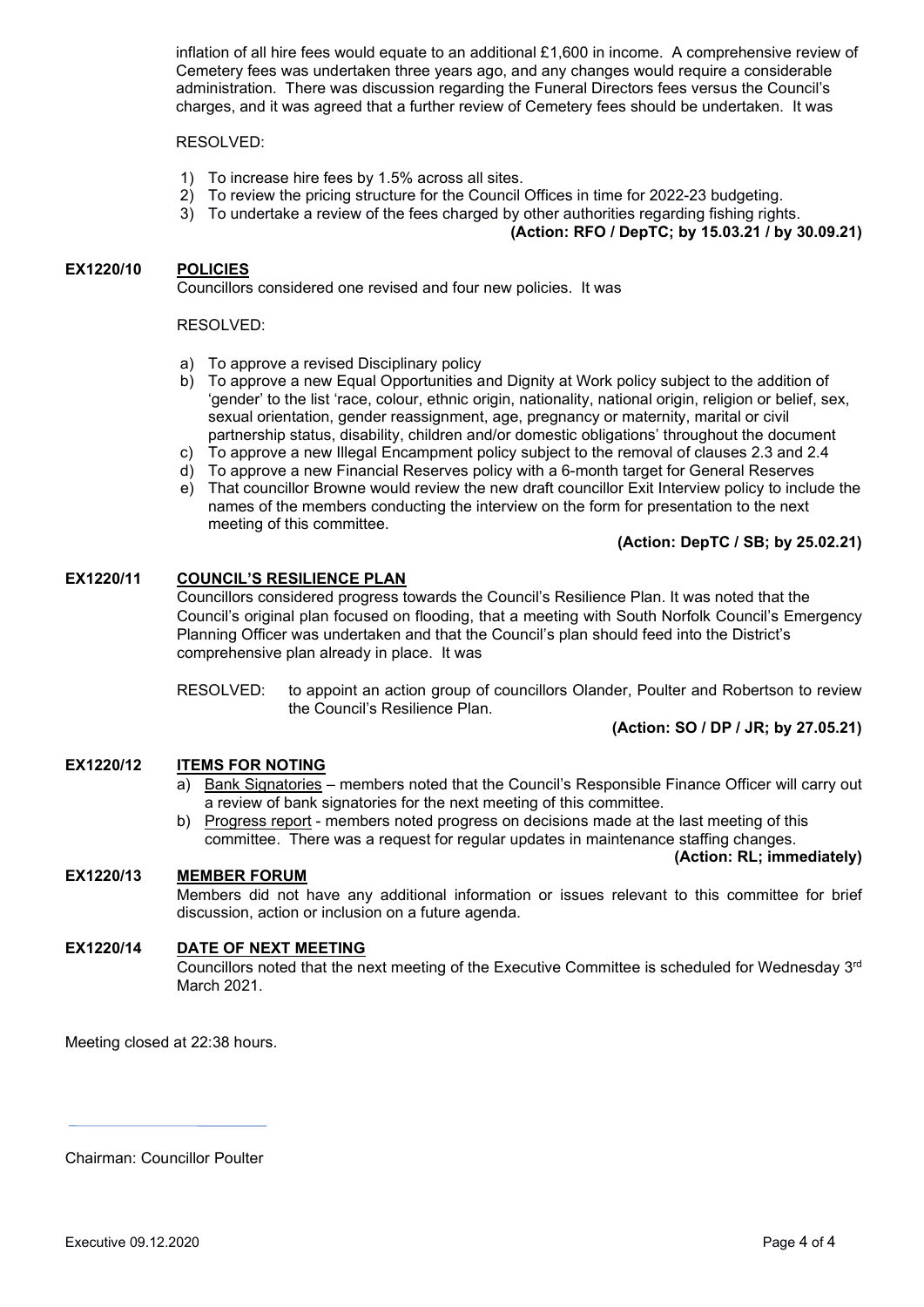inflation of all hire fees would equate to an additional £1,600 in income. A comprehensive review of Cemetery fees was undertaken three years ago, and any changes would require a considerable administration. There was discussion regarding the Funeral Directors fees versus the Council's charges, and it was agreed that a further review of Cemetery fees should be undertaken. It was

RESOLVED:

1) To increase hire fees by 1.5% across all sites.
2) To review the pricing structure for the Council Offices in time for 2022-23 budgeting.
3) To undertake a review of the fees charged by other authorities regarding fishing rights.

**(Action: RFO / DepTC; by 15.03.21 / by 30.09.21)**

## EX1220/10 POLICIES

Councillors considered one revised and four new policies. It was

RESOLVED:

a) To approve a revised Disciplinary policy
b) To approve a new Equal Opportunities and Dignity at Work policy subject to the addition of 'gender' to the list 'race, colour, ethnic origin, nationality, national origin, religion or belief, sex, sexual orientation, gender reassignment, age, pregnancy or maternity, marital or civil partnership status, disability, children and/or domestic obligations' throughout the document
c) To approve a new Illegal Encampment policy subject to the removal of clauses 2.3 and 2.4
d) To approve a new Financial Reserves policy with a 6-month target for General Reserves
e) That councillor Browne would review the new draft councillor Exit Interview policy to include the names of the members conducting the interview on the form for presentation to the next meeting of this committee.

**(Action: DepTC / SB; by 25.02.21)**

## EX1220/11 COUNCIL'S RESILIENCE PLAN

Councillors considered progress towards the Council's Resilience Plan. It was noted that the Council's original plan focused on flooding, that a meeting with South Norfolk Council's Emergency Planning Officer was undertaken and that the Council's plan should feed into the District's comprehensive plan already in place. It was

RESOLVED: to appoint an action group of councillors Olander, Poulter and Robertson to review the Council's Resilience Plan.

**(Action: SO / DP / JR; by 27.05.21)**

## EX1220/12 ITEMS FOR NOTING

a) Bank Signatories – members noted that the Council's Responsible Finance Officer will carry out a review of bank signatories for the next meeting of this committee.
b) Progress report - members noted progress on decisions made at the last meeting of this committee. There was a request for regular updates in maintenance staffing changes.

**(Action: RL; immediately)**

## EX1220/13 MEMBER FORUM

Members did not have any additional information or issues relevant to this committee for brief discussion, action or inclusion on a future agenda.

## EX1220/14 DATE OF NEXT MEETING

Councillors noted that the next meeting of the Executive Committee is scheduled for Wednesday 3rd March 2021.

Meeting closed at 22:38 hours.

Chairman: Councillor Poulter